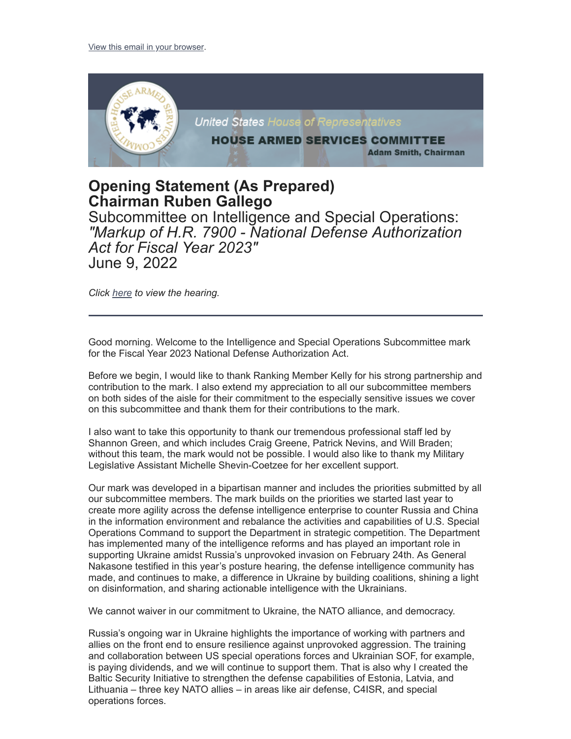View this email in your browser.

United States House of Representatives
HOUSE ARMED SERVICES COMMITTEE
Adam Smith, Chairman

# Opening Statement (As Prepared)
# Chairman Ruben Gallego

## Subcommittee on Intelligence and Special Operations: *"Markup of H.R. 7900 - National Defense Authorization Act for Fiscal Year 2023"*
## June 9, 2022

*Click here to view the hearing.*

---

Good morning. Welcome to the Intelligence and Special Operations Subcommittee mark for the Fiscal Year 2023 National Defense Authorization Act.

Before we begin, I would like to thank Ranking Member Kelly for his strong partnership and contribution to the mark. I also extend my appreciation to all our subcommittee members on both sides of the aisle for their commitment to the especially sensitive issues we cover on this subcommittee and thank them for their contributions to the mark.

I also want to take this opportunity to thank our tremendous professional staff led by Shannon Green, and which includes Craig Greene, Patrick Nevins, and Will Braden; without this team, the mark would not be possible. I would also like to thank my Military Legislative Assistant Michelle Shevin-Coetzee for her excellent support.

Our mark was developed in a bipartisan manner and includes the priorities submitted by all our subcommittee members. The mark builds on the priorities we started last year to create more agility across the defense intelligence enterprise to counter Russia and China in the information environment and rebalance the activities and capabilities of U.S. Special Operations Command to support the Department in strategic competition. The Department has implemented many of the intelligence reforms and has played an important role in supporting Ukraine amidst Russia's unprovoked invasion on February 24th. As General Nakasone testified in this year's posture hearing, the defense intelligence community has made, and continues to make, a difference in Ukraine by building coalitions, shining a light on disinformation, and sharing actionable intelligence with the Ukrainians.

We cannot waiver in our commitment to Ukraine, the NATO alliance, and democracy.

Russia's ongoing war in Ukraine highlights the importance of working with partners and allies on the front end to ensure resilience against unprovoked aggression. The training and collaboration between US special operations forces and Ukrainian SOF, for example, is paying dividends, and we will continue to support them. That is also why I created the Baltic Security Initiative to strengthen the defense capabilities of Estonia, Latvia, and Lithuania – three key NATO allies – in areas like air defense, C4ISR, and special operations forces.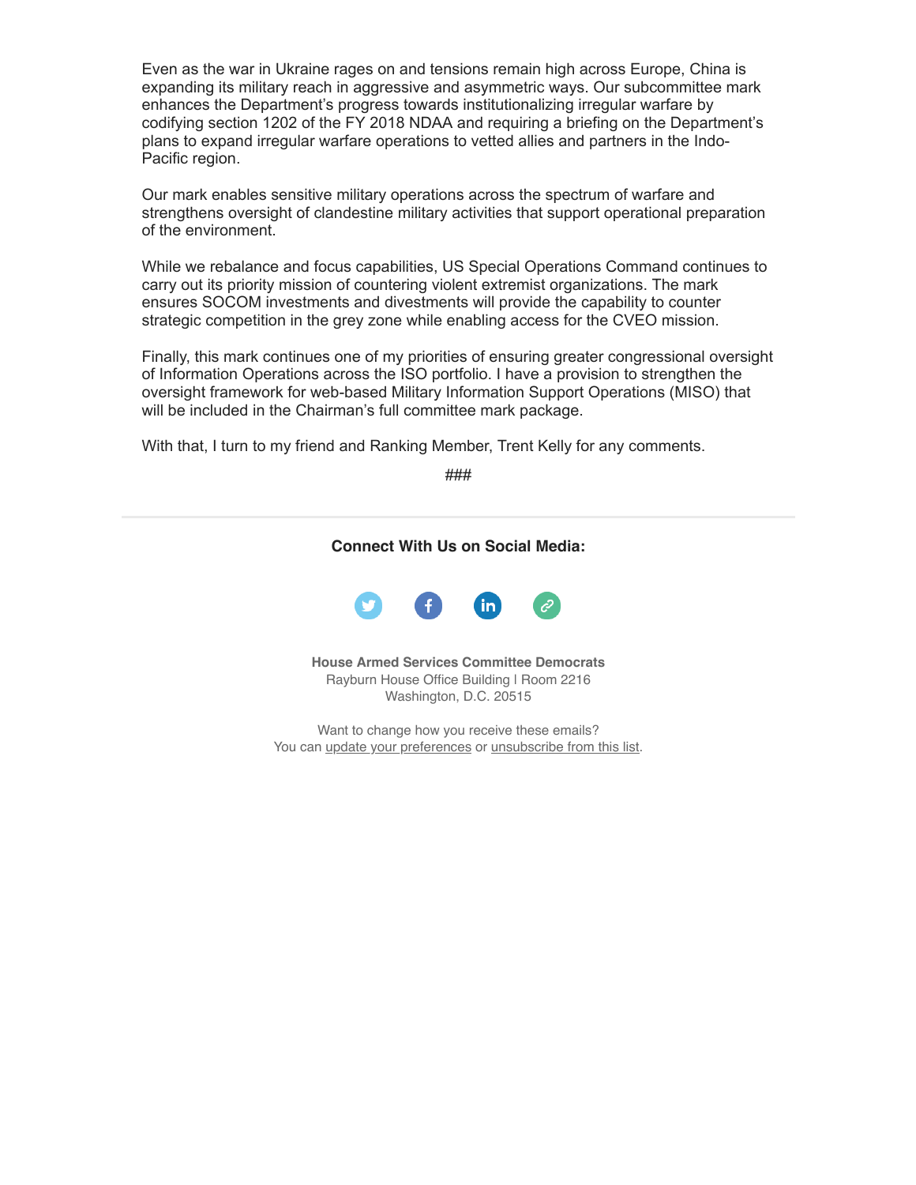Even as the war in Ukraine rages on and tensions remain high across Europe, China is expanding its military reach in aggressive and asymmetric ways. Our subcommittee mark enhances the Department's progress towards institutionalizing irregular warfare by codifying section 1202 of the FY 2018 NDAA and requiring a briefing on the Department's plans to expand irregular warfare operations to vetted allies and partners in the Indo-Pacific region.

Our mark enables sensitive military operations across the spectrum of warfare and strengthens oversight of clandestine military activities that support operational preparation of the environment.

While we rebalance and focus capabilities, US Special Operations Command continues to carry out its priority mission of countering violent extremist organizations. The mark ensures SOCOM investments and divestments will provide the capability to counter strategic competition in the grey zone while enabling access for the CVEO mission.

Finally, this mark continues one of my priorities of ensuring greater congressional oversight of Information Operations across the ISO portfolio. I have a provision to strengthen the oversight framework for web-based Military Information Support Operations (MISO) that will be included in the Chairman's full committee mark package.

With that, I turn to my friend and Ranking Member, Trent Kelly for any comments.

###

---

**Connect With Us on Social Media:**

**House Armed Services Committee Democrats**
Rayburn House Office Building | Room 2216
Washington, D.C. 20515

Want to change how you receive these emails?
You can update your preferences or unsubscribe from this list.